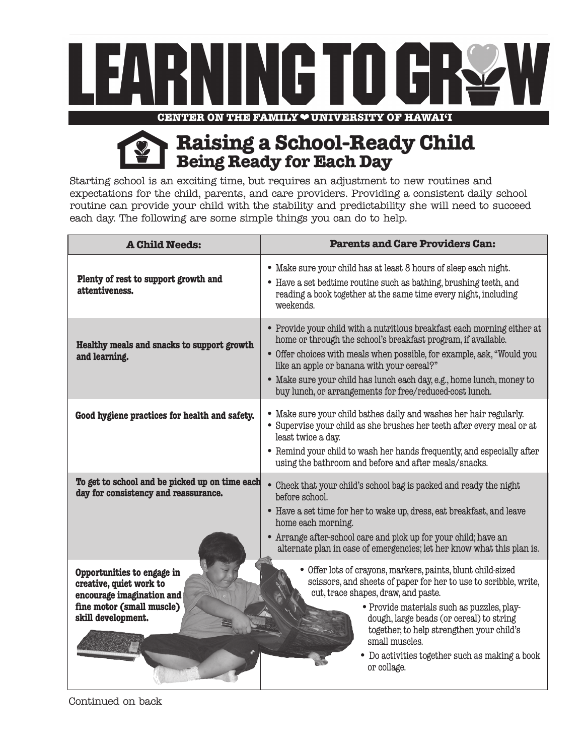# LEARNING TO GROW

**CENTER ON THE FAMILY ❤ UNIVERSITY OF HAWAI'I**

## Raising a School-Ready Child
### Being Ready for Each Day

Starting school is an exciting time, but requires an adjustment to new routines and expectations for the child, parents, and care providers. Providing a consistent daily school routine can provide your child with the stability and predictability she will need to succeed each day. The following are some simple things you can do to help.

| A Child Needs: | Parents and Care Providers Can: |
|---|---|
| **Plenty of rest to support growth and attentiveness.** | • Make sure your child has at least 8 hours of sleep each night.<br>• Have a set bedtime routine such as bathing, brushing teeth, and reading a book together at the same time every night, including weekends. |
| **Healthy meals and snacks to support growth and learning.** | • Provide your child with a nutritious breakfast each morning either at home or through the school's breakfast program, if available.<br>• Offer choices with meals when possible, for example, ask, "Would you like an apple or banana with your cereal?"<br>• Make sure your child has lunch each day, e.g., home lunch, money to buy lunch, or arrangements for free/reduced-cost lunch. |
| **Good hygiene practices for health and safety.** | • Make sure your child bathes daily and washes her hair regularly.<br>• Supervise your child as she brushes her teeth after every meal or at least twice a day.<br>• Remind your child to wash her hands frequently, and especially after using the bathroom and before and after meals/snacks. |
| **To get to school and be picked up on time each day for consistency and reassurance.** | • Check that your child's school bag is packed and ready the night before school.<br>• Have a set time for her to wake up, dress, eat breakfast, and leave home each morning.<br>• Arrange after-school care and pick up for your child; have an alternate plan in case of emergencies; let her know what this plan is. |
| **Opportunities to engage in creative, quiet work to encourage imagination and fine motor (small muscle) skill development.** | • Offer lots of crayons, markers, paints, blunt child-sized scissors, and sheets of paper for her to use to scribble, write, cut, trace shapes, draw, and paste.<br>• Provide materials such as puzzles, play-dough, large beads (or cereal) to string together, to help strengthen your child's small muscles.<br>• Do activities together such as making a book or collage. |

Continued on back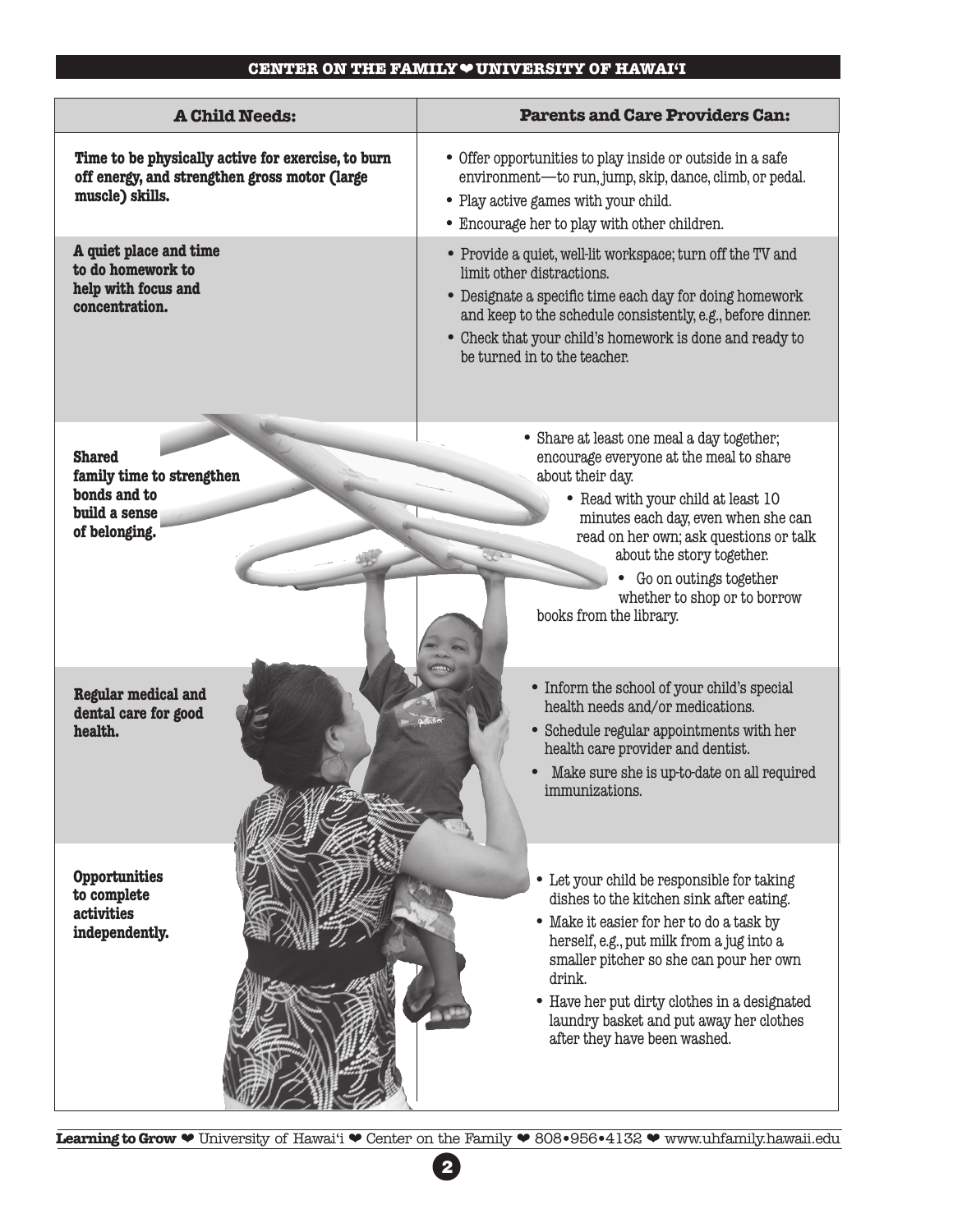| A Child Needs: | Parents and Care Providers Can: |
|---|---|
| **Time to be physically active for exercise, to burn off energy, and strengthen gross motor (large muscle) skills.** | • Offer opportunities to play inside or outside in a safe environment—to run, jump, skip, dance, climb, or pedal.<br>• Play active games with your child.<br>• Encourage her to play with other children. |
| **A quiet place and time to do homework to help with focus and concentration.** | • Provide a quiet, well-lit workspace; turn off the TV and limit other distractions.<br>• Designate a specific time each day for doing homework and keep to the schedule consistently, e.g., before dinner.<br>• Check that your child's homework is done and ready to be turned in to the teacher. |
| **Shared family time to strengthen bonds and to build a sense of belonging.** | • Share at least one meal a day together; encourage everyone at the meal to share about their day.<br>• Read with your child at least 10 minutes each day, even when she can read on her own; ask questions or talk about the story together.<br>• Go on outings together whether to shop or to borrow books from the library. |
| **Regular medical and dental care for good health.** | • Inform the school of your child's special health needs and/or medications.<br>• Schedule regular appointments with her health care provider and dentist.<br>• Make sure she is up-to-date on all required immunizations. |
| **Opportunities to complete activities independently.** | • Let your child be responsible for taking dishes to the kitchen sink after eating.<br>• Make it easier for her to do a task by herself, e.g., put milk from a jug into a smaller pitcher so she can pour her own drink.<br>• Have her put dirty clothes in a designated laundry basket and put away her clothes after they have been washed. |